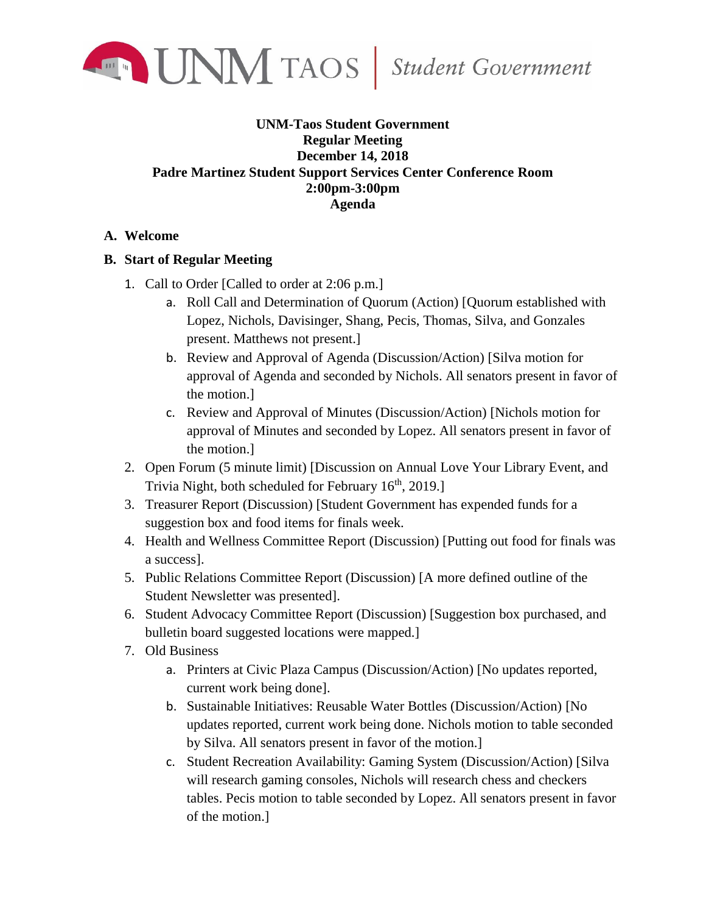UNM TAOS | *Student Government*

**UNM-Taos Student Government**
**Regular Meeting**
**December 14, 2018**
**Padre Martinez Student Support Services Center Conference Room**
**2:00pm-3:00pm**
**Agenda**

**A. Welcome**

**B. Start of Regular Meeting**

1. Call to Order [Called to order at 2:06 p.m.]
   a. Roll Call and Determination of Quorum (Action) [Quorum established with Lopez, Nichols, Davisinger, Shang, Pecis, Thomas, Silva, and Gonzales present. Matthews not present.]
   b. Review and Approval of Agenda (Discussion/Action) [Silva motion for approval of Agenda and seconded by Nichols. All senators present in favor of the motion.]
   c. Review and Approval of Minutes (Discussion/Action) [Nichols motion for approval of Minutes and seconded by Lopez. All senators present in favor of the motion.]
2. Open Forum (5 minute limit) [Discussion on Annual Love Your Library Event, and Trivia Night, both scheduled for February 16th, 2019.]
3. Treasurer Report (Discussion) [Student Government has expended funds for a suggestion box and food items for finals week.
4. Health and Wellness Committee Report (Discussion) [Putting out food for finals was a success].
5. Public Relations Committee Report (Discussion) [A more defined outline of the Student Newsletter was presented].
6. Student Advocacy Committee Report (Discussion) [Suggestion box purchased, and bulletin board suggested locations were mapped.]
7. Old Business
   a. Printers at Civic Plaza Campus (Discussion/Action) [No updates reported, current work being done].
   b. Sustainable Initiatives: Reusable Water Bottles (Discussion/Action) [No updates reported, current work being done. Nichols motion to table seconded by Silva. All senators present in favor of the motion.]
   c. Student Recreation Availability: Gaming System (Discussion/Action) [Silva will research gaming consoles, Nichols will research chess and checkers tables. Pecis motion to table seconded by Lopez. All senators present in favor of the motion.]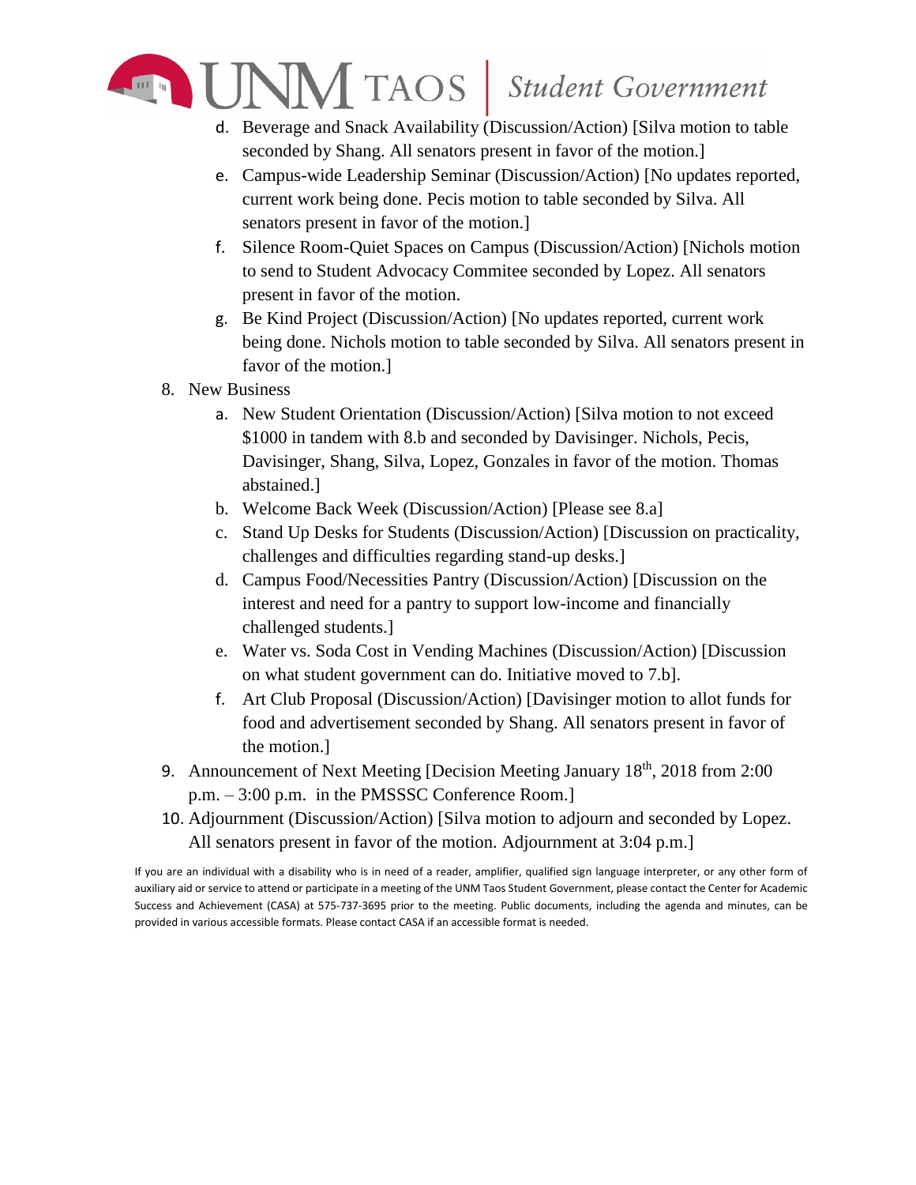d. Beverage and Snack Availability (Discussion/Action) [Silva motion to table seconded by Shang. All senators present in favor of the motion.]

e. Campus-wide Leadership Seminar (Discussion/Action) [No updates reported, current work being done. Pecis motion to table seconded by Silva. All senators present in favor of the motion.]

f. Silence Room-Quiet Spaces on Campus (Discussion/Action) [Nichols motion to send to Student Advocacy Commitee seconded by Lopez. All senators present in favor of the motion.

g. Be Kind Project (Discussion/Action) [No updates reported, current work being done. Nichols motion to table seconded by Silva. All senators present in favor of the motion.]

8. New Business
   a. New Student Orientation (Discussion/Action) [Silva motion to not exceed $1000 in tandem with 8.b and seconded by Davisinger. Nichols, Pecis, Davisinger, Shang, Silva, Lopez, Gonzales in favor of the motion. Thomas abstained.]
   b. Welcome Back Week (Discussion/Action) [Please see 8.a]
   c. Stand Up Desks for Students (Discussion/Action) [Discussion on practicality, challenges and difficulties regarding stand-up desks.]
   d. Campus Food/Necessities Pantry (Discussion/Action) [Discussion on the interest and need for a pantry to support low-income and financially challenged students.]
   e. Water vs. Soda Cost in Vending Machines (Discussion/Action) [Discussion on what student government can do. Initiative moved to 7.b].
   f. Art Club Proposal (Discussion/Action) [Davisinger motion to allot funds for food and advertisement seconded by Shang. All senators present in favor of the motion.]
9. Announcement of Next Meeting [Decision Meeting January 18th, 2018 from 2:00 p.m. – 3:00 p.m. in the PMSSSC Conference Room.]
10. Adjournment (Discussion/Action) [Silva motion to adjourn and seconded by Lopez. All senators present in favor of the motion. Adjournment at 3:04 p.m.]

If you are an individual with a disability who is in need of a reader, amplifier, qualified sign language interpreter, or any other form of auxiliary aid or service to attend or participate in a meeting of the UNM Taos Student Government, please contact the Center for Academic Success and Achievement (CASA) at 575-737-3695 prior to the meeting. Public documents, including the agenda and minutes, can be provided in various accessible formats. Please contact CASA if an accessible format is needed.